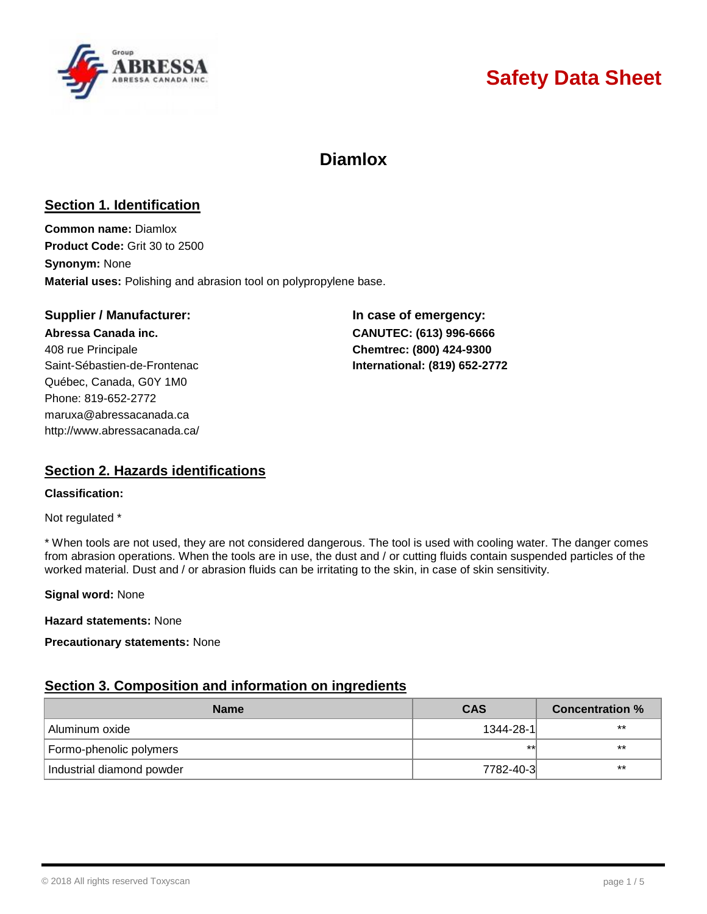# Safety Data Sheet

## Diamlox

## Section 1. Identification

**Common name:** Diamlox
**Product Code:** Grit 30 to 2500
**Synonym:** None
**Material uses:** Polishing and abrasion tool on polypropylene base.

**Supplier / Manufacturer:**

**Abressa Canada inc.**
408 rue Principale
Saint-Sébastien-de-Frontenac
Québec, Canada, G0Y 1M0
Phone: 819-652-2772
maruxa@abressacanada.ca
http://www.abressacanada.ca/

**In case of emergency:**

**CANUTEC: (613) 996-6666**
**Chemtrec: (800) 424-9300**
**International: (819) 652-2772**

## Section 2. Hazards identifications

**Classification:**

Not regulated *

* When tools are not used, they are not considered dangerous. The tool is used with cooling water. The danger comes from abrasion operations. When the tools are in use, the dust and / or cutting fluids contain suspended particles of the worked material. Dust and / or abrasion fluids can be irritating to the skin, in case of skin sensitivity.

**Signal word:** None

**Hazard statements:** None

**Precautionary statements:** None

## Section 3. Composition and information on ingredients

| Name | CAS | Concentration % |
|---|---|---|
| Aluminum oxide | 1344-28-1 | ** |
| Formo-phenolic polymers | ** | ** |
| Industrial diamond powder | 7782-40-3 | ** |

© 2018 All rights reserved Toxyscan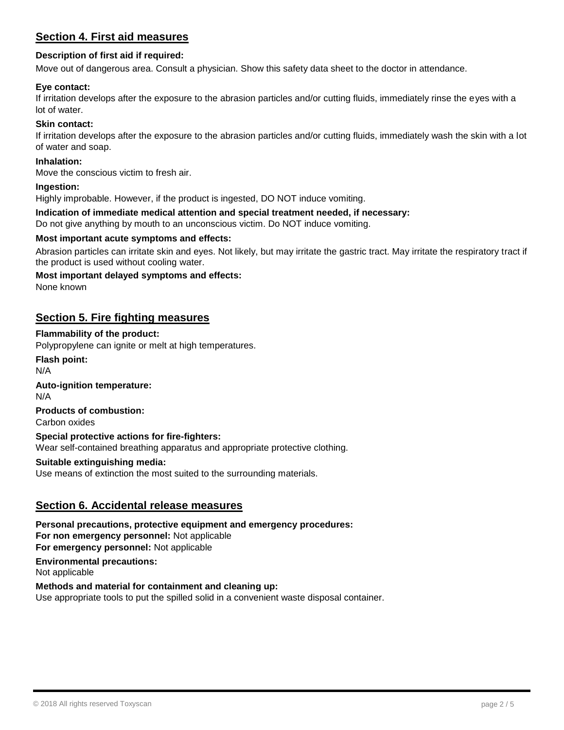## Section 4. First aid measures

**Description of first aid if required:**

Move out of dangerous area. Consult a physician. Show this safety data sheet to the doctor in attendance.

**Eye contact:**

If irritation develops after the exposure to the abrasion particles and/or cutting fluids, immediately rinse the eyes with a lot of water.

**Skin contact:**

If irritation develops after the exposure to the abrasion particles and/or cutting fluids, immediately wash the skin with a lot of water and soap.

**Inhalation:**

Move the conscious victim to fresh air.

**Ingestion:**

Highly improbable. However, if the product is ingested, DO NOT induce vomiting.

**Indication of immediate medical attention and special treatment needed, if necessary:**

Do not give anything by mouth to an unconscious victim. Do NOT induce vomiting.

**Most important acute symptoms and effects:**

Abrasion particles can irritate skin and eyes. Not likely, but may irritate the gastric tract. May irritate the respiratory tract if the product is used without cooling water.

**Most important delayed symptoms and effects:**

None known

## Section 5. Fire fighting measures

**Flammability of the product:**

Polypropylene can ignite or melt at high temperatures.

**Flash point:**

N/A

**Auto-ignition temperature:**

N/A

**Products of combustion:**

Carbon oxides

**Special protective actions for fire-fighters:**

Wear self-contained breathing apparatus and appropriate protective clothing.

**Suitable extinguishing media:**

Use means of extinction the most suited to the surrounding materials.

## Section 6. Accidental release measures

**Personal precautions, protective equipment and emergency procedures:**

**For non emergency personnel:** Not applicable

**For emergency personnel:** Not applicable

**Environmental precautions:**

Not applicable

**Methods and material for containment and cleaning up:**

Use appropriate tools to put the spilled solid in a convenient waste disposal container.

© 2018 All rights reserved Toxyscan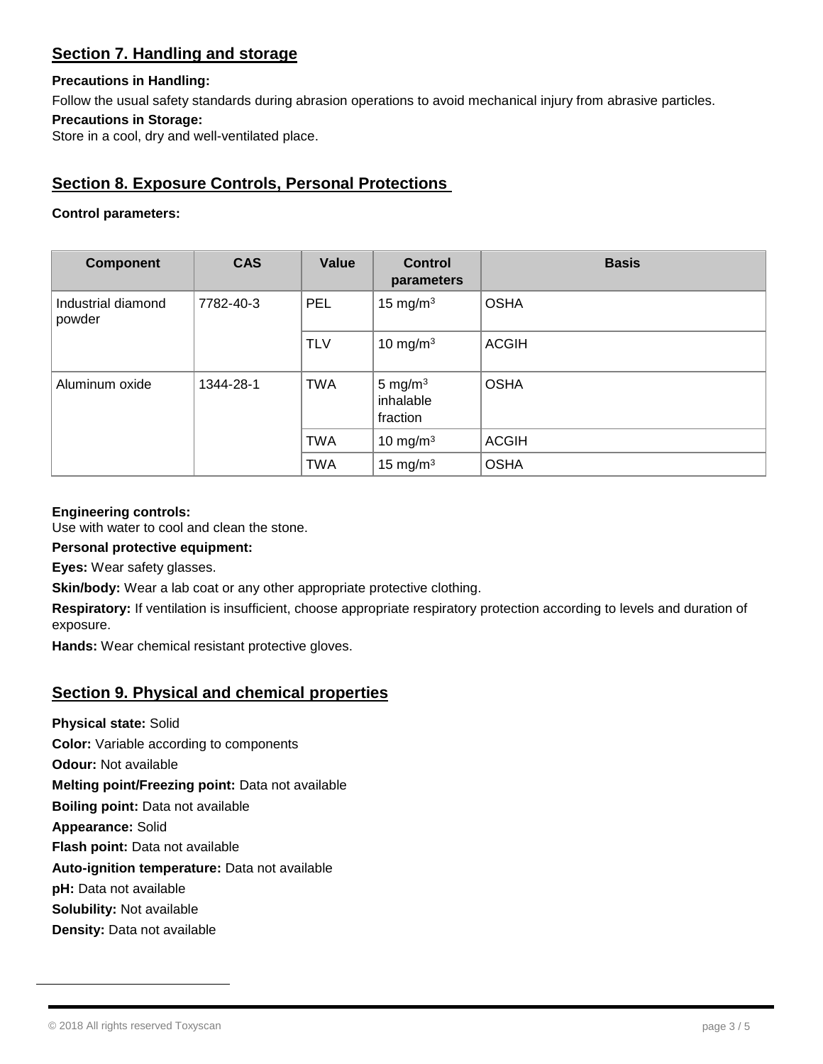## Section 7. Handling and storage

**Precautions in Handling:**

Follow the usual safety standards during abrasion operations to avoid mechanical injury from abrasive particles.

**Precautions in Storage:**

Store in a cool, dry and well-ventilated place.

## Section 8. Exposure Controls, Personal Protections

**Control parameters:**

| Component | CAS | Value | Control parameters | Basis |
|---|---|---|---|---|
| Industrial diamond powder | 7782-40-3 | PEL | 15 mg/m$^3$ | OSHA |
| | | TLV | 10 mg/m$^3$ | ACGIH |
| Aluminum oxide | 1344-28-1 | TWA | 5 mg/m$^3$ inhalable fraction | OSHA |
| | | TWA | 10 mg/m$^3$ | ACGIH |
| | | TWA | 15 mg/m$^3$ | OSHA |

**Engineering controls:**

Use with water to cool and clean the stone.

**Personal protective equipment:**

**Eyes:** Wear safety glasses.

**Skin/body:** Wear a lab coat or any other appropriate protective clothing.

**Respiratory:** If ventilation is insufficient, choose appropriate respiratory protection according to levels and duration of exposure.

**Hands:** Wear chemical resistant protective gloves.

## Section 9. Physical and chemical properties

**Physical state:** Solid

**Color:** Variable according to components

**Odour:** Not available

**Melting point/Freezing point:** Data not available

**Boiling point:** Data not available

**Appearance:** Solid

**Flash point:** Data not available

**Auto-ignition temperature:** Data not available

**pH:** Data not available

**Solubility:** Not available

**Density:** Data not available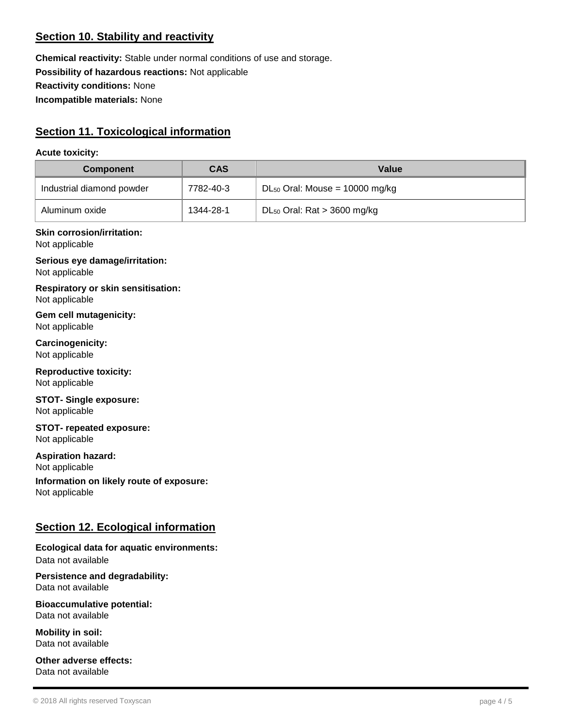## Section 10. Stability and reactivity

**Chemical reactivity:** Stable under normal conditions of use and storage.

**Possibility of hazardous reactions:** Not applicable

**Reactivity conditions:** None

**Incompatible materials:** None

## Section 11. Toxicological information

**Acute toxicity:**

| Component | CAS | Value |
|---|---|---|
| Industrial diamond powder | 7782-40-3 | $DL_{50}$ Oral: Mouse = 10000 mg/kg |
| Aluminum oxide | 1344-28-1 | $DL_{50}$ Oral: Rat > 3600 mg/kg |

**Skin corrosion/irritation:**
Not applicable

**Serious eye damage/irritation:**
Not applicable

**Respiratory or skin sensitisation:**
Not applicable

**Gem cell mutagenicity:**
Not applicable

**Carcinogenicity:**
Not applicable

**Reproductive toxicity:**
Not applicable

**STOT- Single exposure:**
Not applicable

**STOT- repeated exposure:**
Not applicable

**Aspiration hazard:**
Not applicable

**Information on likely route of exposure:**
Not applicable

## Section 12. Ecological information

**Ecological data for aquatic environments:**
Data not available

**Persistence and degradability:**
Data not available

**Bioaccumulative potential:**
Data not available

**Mobility in soil:**
Data not available

**Other adverse effects:**
Data not available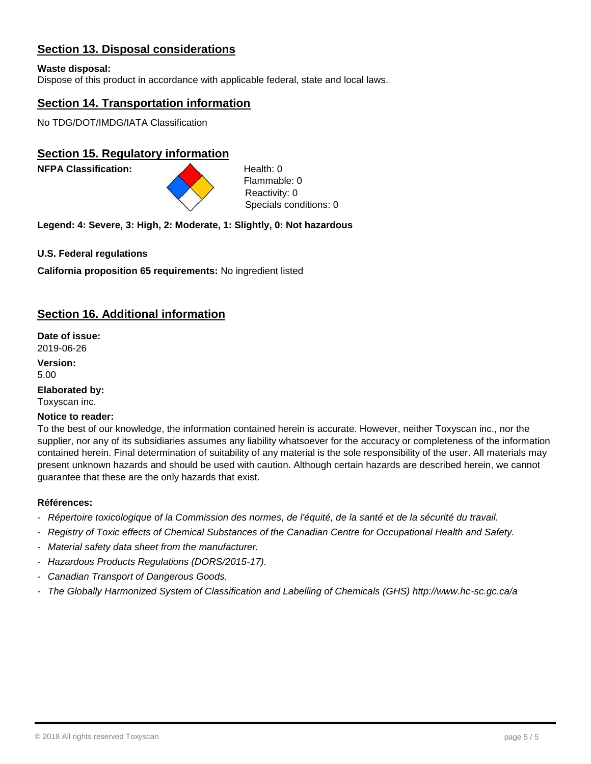## Section 13. Disposal considerations

**Waste disposal:**
Dispose of this product in accordance with applicable federal, state and local laws.

## Section 14. Transportation information

No TDG/DOT/IMDG/IATA Classification

## Section 15. Regulatory information

**NFPA Classification:**

Health: 0
Flammable: 0
Reactivity: 0
Specials conditions: 0

**Legend: 4: Severe, 3: High, 2: Moderate, 1: Slightly, 0: Not hazardous**

**U.S. Federal regulations**

**California proposition 65 requirements:** No ingredient listed

## Section 16. Additional information

**Date of issue:**
2019-06-26

**Version:**
5.00

**Elaborated by:**
Toxyscan inc.

**Notice to reader:**
To the best of our knowledge, the information contained herein is accurate. However, neither Toxyscan inc., nor the supplier, nor any of its subsidiaries assumes any liability whatsoever for the accuracy or completeness of the information contained herein. Final determination of suitability of any material is the sole responsibility of the user. All materials may present unknown hazards and should be used with caution. Although certain hazards are described herein, we cannot guarantee that these are the only hazards that exist.

**Références:**

- *Répertoire toxicologique of la Commission des normes, de l'équité, de la santé et de la sécurité du travail.*
- *Registry of Toxic effects of Chemical Substances of the Canadian Centre for Occupational Health and Safety.*
- *Material safety data sheet from the manufacturer.*
- *Hazardous Products Regulations (DORS/2015-17).*
- *Canadian Transport of Dangerous Goods.*
- *The Globally Harmonized System of Classification and Labelling of Chemicals (GHS) http://www.hc-sc.gc.ca/a*

© 2018 All rights reserved Toxyscan